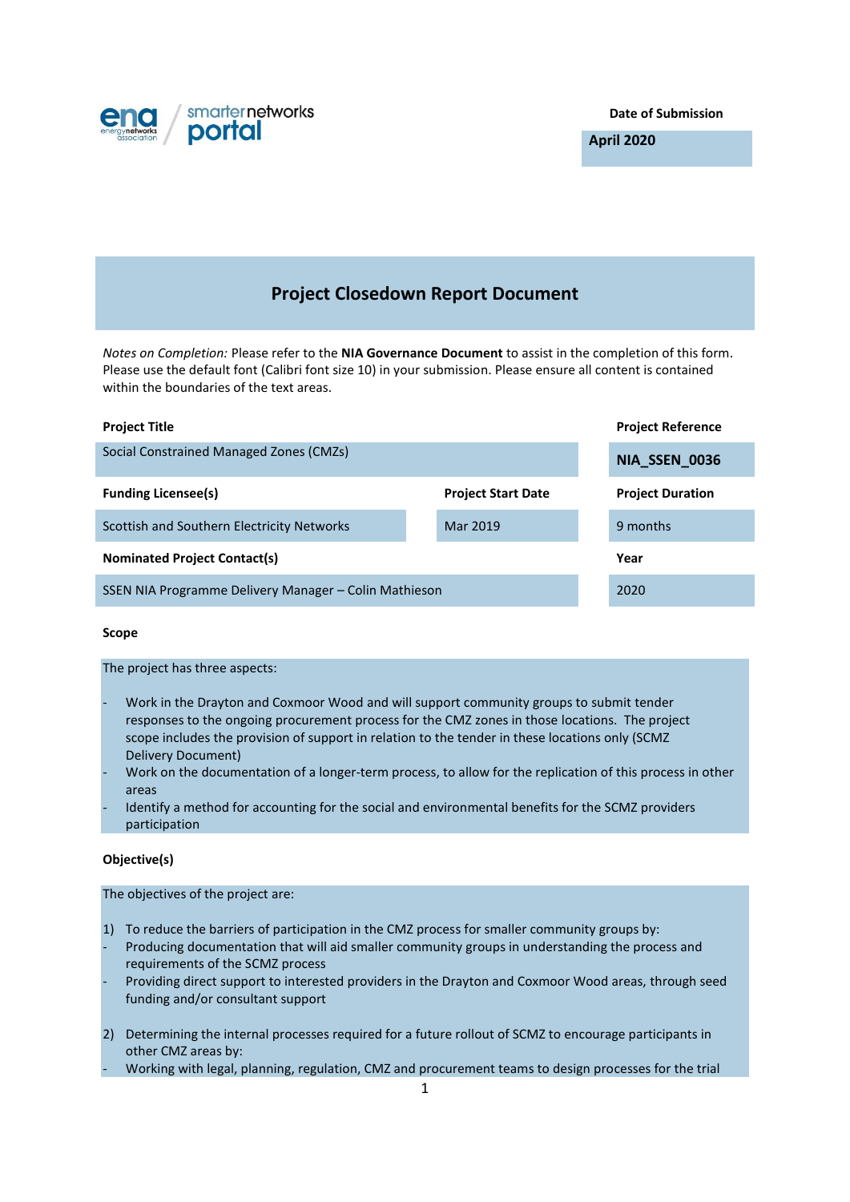Date of Submission

**April 2020**

# Project Closedown Report Document

*Notes on Completion:* Please refer to the **NIA Governance Document** to assist in the completion of this form. Please use the default font (Calibri font size 10) in your submission. Please ensure all content is contained within the boundaries of the text areas.

| Project Title | | Project Reference |
|---|---|---|
| Social Constrained Managed Zones (CMZs) | | **NIA_SSEN_0036** |
| **Funding Licensee(s)** | **Project Start Date** | **Project Duration** |
| Scottish and Southern Electricity Networks | Mar 2019 | 9 months |
| **Nominated Project Contact(s)** | | **Year** |
| SSEN NIA Programme Delivery Manager – Colin Mathieson | | 2020 |

**Scope**

The project has three aspects:

- Work in the Drayton and Coxmoor Wood and will support community groups to submit tender responses to the ongoing procurement process for the CMZ zones in those locations. The project scope includes the provision of support in relation to the tender in these locations only (SCMZ Delivery Document)
- Work on the documentation of a longer-term process, to allow for the replication of this process in other areas
- Identify a method for accounting for the social and environmental benefits for the SCMZ providers participation

**Objective(s)**

The objectives of the project are:

1) To reduce the barriers of participation in the CMZ process for smaller community groups by:
   - Producing documentation that will aid smaller community groups in understanding the process and requirements of the SCMZ process
   - Providing direct support to interested providers in the Drayton and Coxmoor Wood areas, through seed funding and/or consultant support

2) Determining the internal processes required for a future rollout of SCMZ to encourage participants in other CMZ areas by:
   - Working with legal, planning, regulation, CMZ and procurement teams to design processes for the trial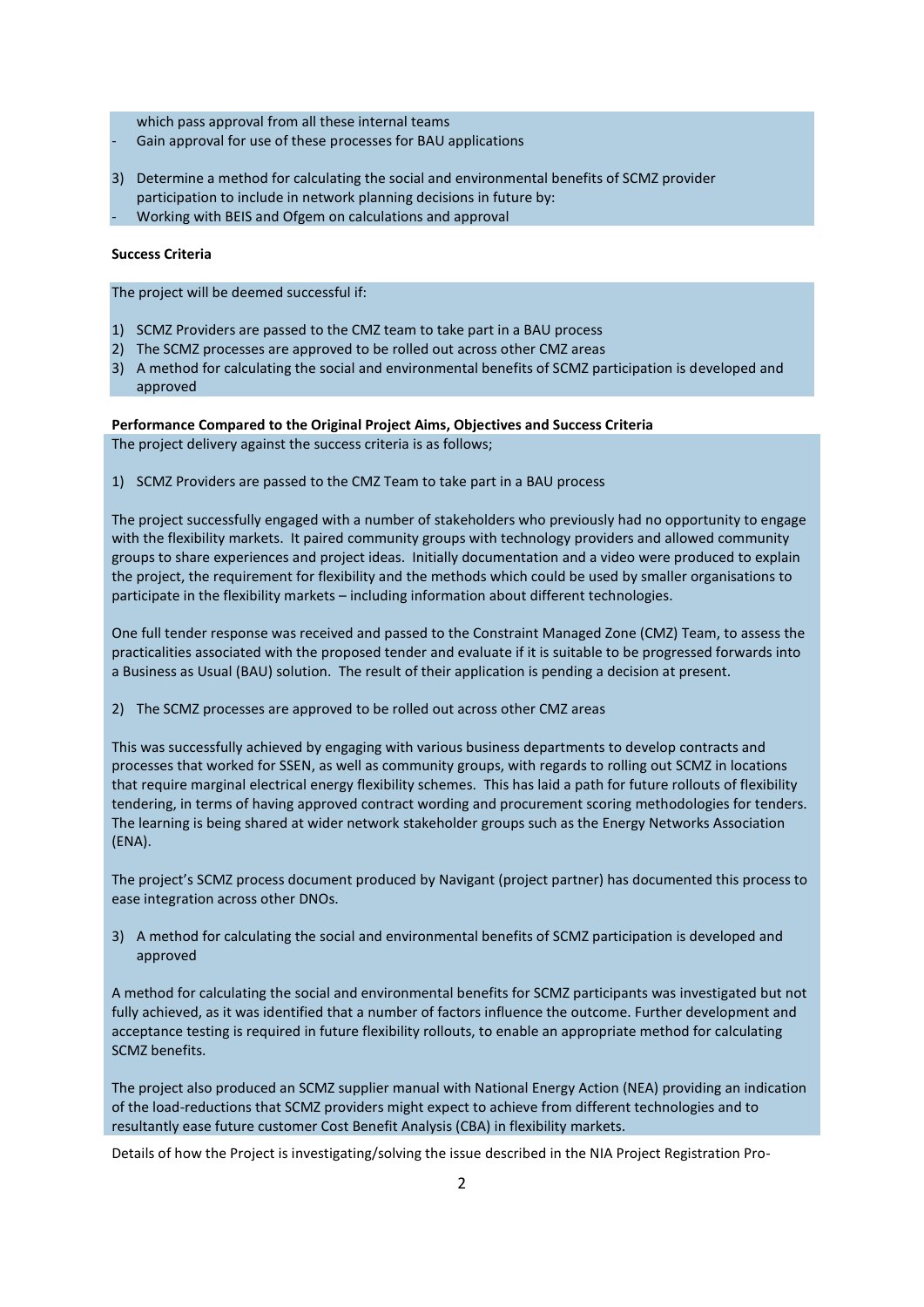which pass approval from all these internal teams

- Gain approval for use of these processes for BAU applications

3) Determine a method for calculating the social and environmental benefits of SCMZ provider participation to include in network planning decisions in future by:
- Working with BEIS and Ofgem on calculations and approval

**Success Criteria**

The project will be deemed successful if:

1) SCMZ Providers are passed to the CMZ team to take part in a BAU process
2) The SCMZ processes are approved to be rolled out across other CMZ areas
3) A method for calculating the social and environmental benefits of SCMZ participation is developed and approved

**Performance Compared to the Original Project Aims, Objectives and Success Criteria**

The project delivery against the success criteria is as follows;

1) SCMZ Providers are passed to the CMZ Team to take part in a BAU process

The project successfully engaged with a number of stakeholders who previously had no opportunity to engage with the flexibility markets. It paired community groups with technology providers and allowed community groups to share experiences and project ideas. Initially documentation and a video were produced to explain the project, the requirement for flexibility and the methods which could be used by smaller organisations to participate in the flexibility markets – including information about different technologies.

One full tender response was received and passed to the Constraint Managed Zone (CMZ) Team, to assess the practicalities associated with the proposed tender and evaluate if it is suitable to be progressed forwards into a Business as Usual (BAU) solution. The result of their application is pending a decision at present.

2) The SCMZ processes are approved to be rolled out across other CMZ areas

This was successfully achieved by engaging with various business departments to develop contracts and processes that worked for SSEN, as well as community groups, with regards to rolling out SCMZ in locations that require marginal electrical energy flexibility schemes. This has laid a path for future rollouts of flexibility tendering, in terms of having approved contract wording and procurement scoring methodologies for tenders. The learning is being shared at wider network stakeholder groups such as the Energy Networks Association (ENA).

The project's SCMZ process document produced by Navigant (project partner) has documented this process to ease integration across other DNOs.

3) A method for calculating the social and environmental benefits of SCMZ participation is developed and approved

A method for calculating the social and environmental benefits for SCMZ participants was investigated but not fully achieved, as it was identified that a number of factors influence the outcome. Further development and acceptance testing is required in future flexibility rollouts, to enable an appropriate method for calculating SCMZ benefits.

The project also produced an SCMZ supplier manual with National Energy Action (NEA) providing an indication of the load-reductions that SCMZ providers might expect to achieve from different technologies and to resultantly ease future customer Cost Benefit Analysis (CBA) in flexibility markets.

Details of how the Project is investigating/solving the issue described in the NIA Project Registration Pro-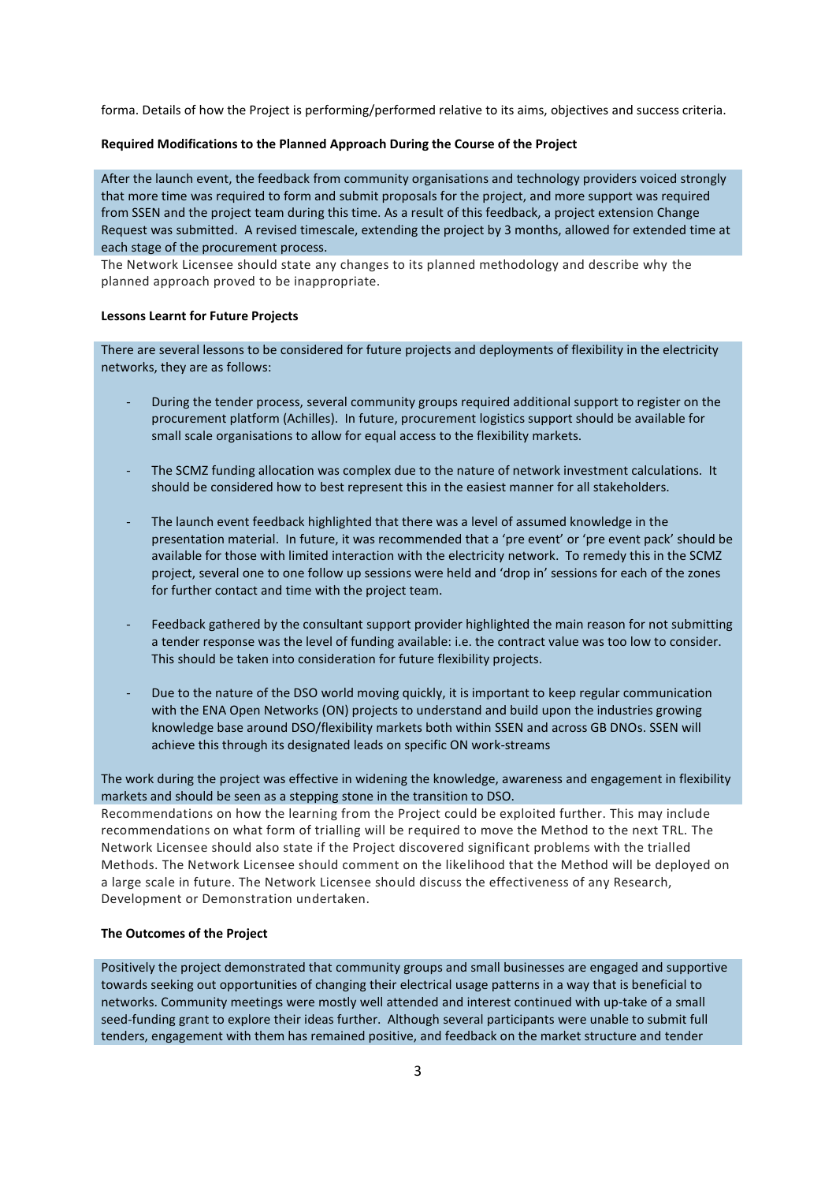forma. Details of how the Project is performing/performed relative to its aims, objectives and success criteria.

**Required Modifications to the Planned Approach During the Course of the Project**

After the launch event, the feedback from community organisations and technology providers voiced strongly that more time was required to form and submit proposals for the project, and more support was required from SSEN and the project team during this time. As a result of this feedback, a project extension Change Request was submitted. A revised timescale, extending the project by 3 months, allowed for extended time at each stage of the procurement process.

The Network Licensee should state any changes to its planned methodology and describe why the planned approach proved to be inappropriate.

**Lessons Learnt for Future Projects**

There are several lessons to be considered for future projects and deployments of flexibility in the electricity networks, they are as follows:

- During the tender process, several community groups required additional support to register on the procurement platform (Achilles). In future, procurement logistics support should be available for small scale organisations to allow for equal access to the flexibility markets.

- The SCMZ funding allocation was complex due to the nature of network investment calculations. It should be considered how to best represent this in the easiest manner for all stakeholders.

- The launch event feedback highlighted that there was a level of assumed knowledge in the presentation material. In future, it was recommended that a 'pre event' or 'pre event pack' should be available for those with limited interaction with the electricity network. To remedy this in the SCMZ project, several one to one follow up sessions were held and 'drop in' sessions for each of the zones for further contact and time with the project team.

- Feedback gathered by the consultant support provider highlighted the main reason for not submitting a tender response was the level of funding available: i.e. the contract value was too low to consider. This should be taken into consideration for future flexibility projects.

- Due to the nature of the DSO world moving quickly, it is important to keep regular communication with the ENA Open Networks (ON) projects to understand and build upon the industries growing knowledge base around DSO/flexibility markets both within SSEN and across GB DNOs. SSEN will achieve this through its designated leads on specific ON work-streams

The work during the project was effective in widening the knowledge, awareness and engagement in flexibility markets and should be seen as a stepping stone in the transition to DSO.

Recommendations on how the learning from the Project could be exploited further. This may include recommendations on what form of trialling will be required to move the Method to the next TRL. The Network Licensee should also state if the Project discovered significant problems with the trialled Methods. The Network Licensee should comment on the likelihood that the Method will be deployed on a large scale in future. The Network Licensee should discuss the effectiveness of any Research, Development or Demonstration undertaken.

**The Outcomes of the Project**

Positively the project demonstrated that community groups and small businesses are engaged and supportive towards seeking out opportunities of changing their electrical usage patterns in a way that is beneficial to networks. Community meetings were mostly well attended and interest continued with up-take of a small seed-funding grant to explore their ideas further. Although several participants were unable to submit full tenders, engagement with them has remained positive, and feedback on the market structure and tender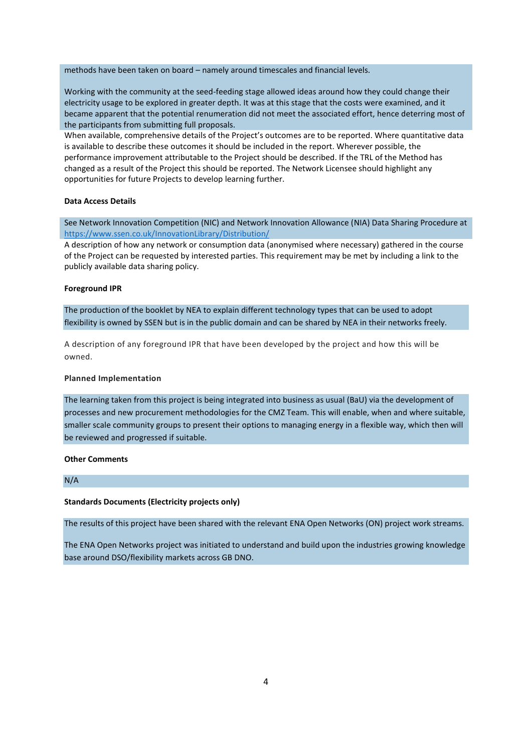methods have been taken on board – namely around timescales and financial levels.

Working with the community at the seed-feeding stage allowed ideas around how they could change their electricity usage to be explored in greater depth. It was at this stage that the costs were examined, and it became apparent that the potential renumeration did not meet the associated effort, hence deterring most of the participants from submitting full proposals.

When available, comprehensive details of the Project's outcomes are to be reported. Where quantitative data is available to describe these outcomes it should be included in the report. Wherever possible, the performance improvement attributable to the Project should be described. If the TRL of the Method has changed as a result of the Project this should be reported. The Network Licensee should highlight any opportunities for future Projects to develop learning further.

**Data Access Details**

See Network Innovation Competition (NIC) and Network Innovation Allowance (NIA) Data Sharing Procedure at https://www.ssen.co.uk/InnovationLibrary/Distribution/

A description of how any network or consumption data (anonymised where necessary) gathered in the course of the Project can be requested by interested parties. This requirement may be met by including a link to the publicly available data sharing policy.

**Foreground IPR**

The production of the booklet by NEA to explain different technology types that can be used to adopt flexibility is owned by SSEN but is in the public domain and can be shared by NEA in their networks freely.

A description of any foreground IPR that have been developed by the project and how this will be owned.

**Planned Implementation**

The learning taken from this project is being integrated into business as usual (BaU) via the development of processes and new procurement methodologies for the CMZ Team. This will enable, when and where suitable, smaller scale community groups to present their options to managing energy in a flexible way, which then will be reviewed and progressed if suitable.

**Other Comments**

N/A

**Standards Documents (Electricity projects only)**

The results of this project have been shared with the relevant ENA Open Networks (ON) project work streams.

The ENA Open Networks project was initiated to understand and build upon the industries growing knowledge base around DSO/flexibility markets across GB DNO.